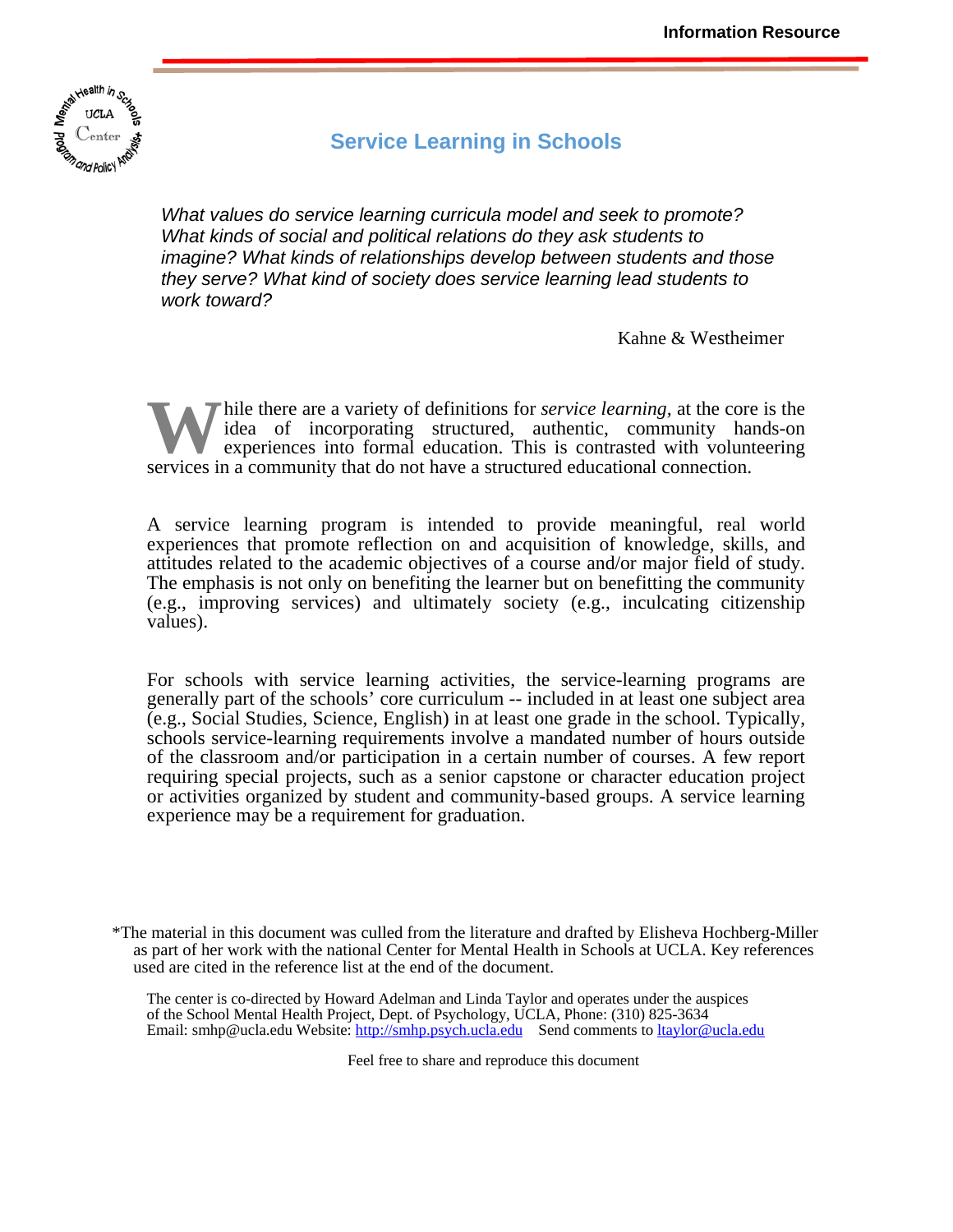Information Resource

# Service Learning in Schools

*What values do service learning curricula model and seek to promote? What kinds of social and political relations do they ask students to imagine? What kinds of relationships develop between students and those they serve? What kind of society does service learning lead students to work toward?*

Kahne & Westheimer

While there are a variety of definitions for *service learning*, at the core is the idea of incorporating structured, authentic, community hands-on experiences into formal education. This is contrasted with volunteering services in a community that do not have a structured educational connection.

A service learning program is intended to provide meaningful, real world experiences that promote reflection on and acquisition of knowledge, skills, and attitudes related to the academic objectives of a course and/or major field of study. The emphasis is not only on benefiting the learner but on benefitting the community (e.g., improving services) and ultimately society (e.g., inculcating citizenship values).

For schools with service learning activities, the service-learning programs are generally part of the schools' core curriculum -- included in at least one subject area (e.g., Social Studies, Science, English) in at least one grade in the school. Typically, schools service-learning requirements involve a mandated number of hours outside of the classroom and/or participation in a certain number of courses. A few report requiring special projects, such as a senior capstone or character education project or activities organized by student and community-based groups. A service learning experience may be a requirement for graduation.

*The material in this document was culled from the literature and drafted by Elisheva Hochberg-Miller as part of her work with the national Center for Mental Health in Schools at UCLA. Key references used are cited in the reference list at the end of the document.

The center is co-directed by Howard Adelman and Linda Taylor and operates under the auspices of the School Mental Health Project, Dept. of Psychology, UCLA, Phone: (310) 825-3634
Email: smhp@ucla.edu Website: http://smhp.psych.ucla.edu Send comments to ltaylor@ucla.edu

Feel free to share and reproduce this document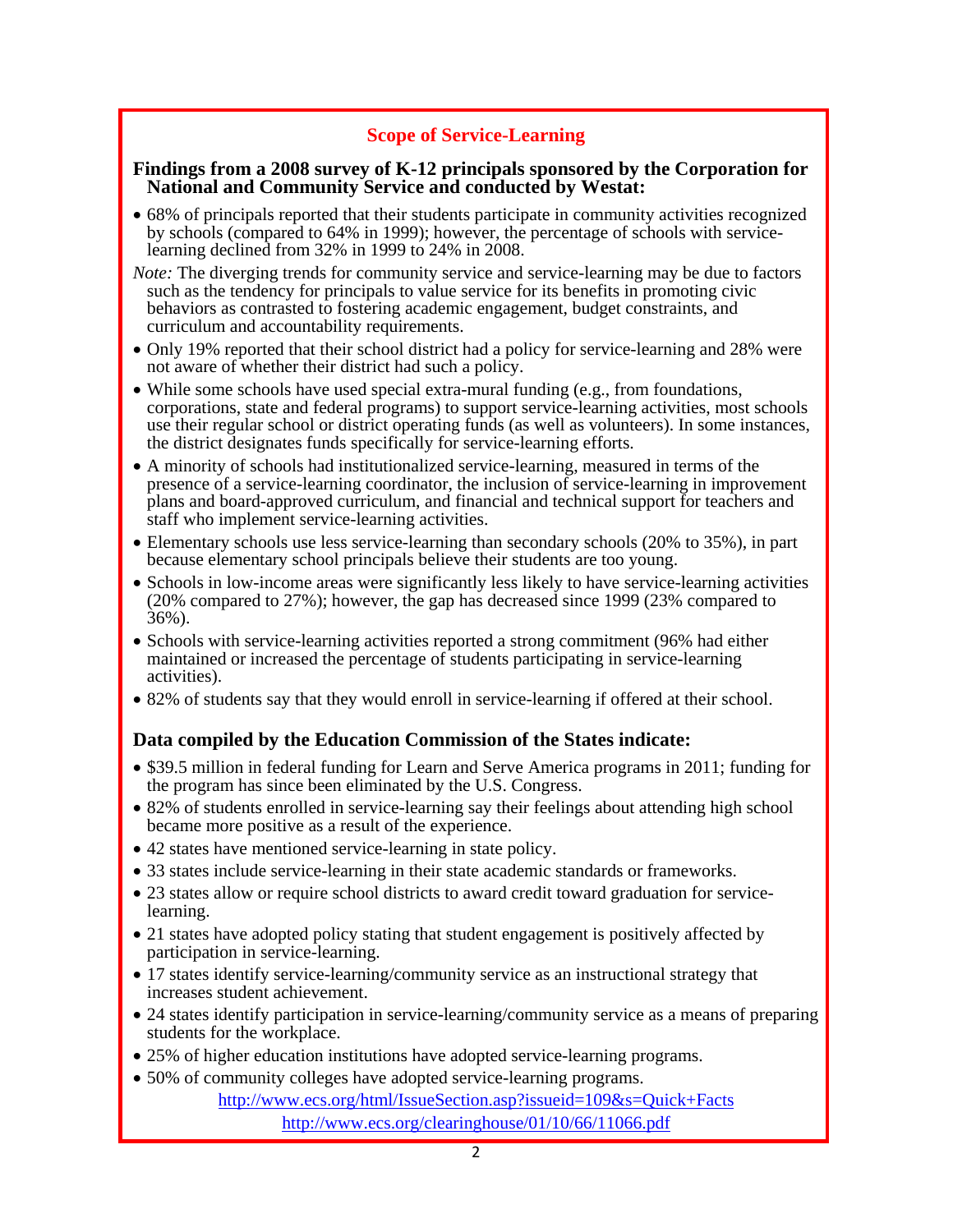## Scope of Service-Learning

**Findings from a 2008 survey of K-12 principals sponsored by the Corporation for National and Community Service and conducted by Westat:**

- 68% of principals reported that their students participate in community activities recognized by schools (compared to 64% in 1999); however, the percentage of schools with service-learning declined from 32% in 1999 to 24% in 2008.

*Note:* The diverging trends for community service and service-learning may be due to factors such as the tendency for principals to value service for its benefits in promoting civic behaviors as contrasted to fostering academic engagement, budget constraints, and curriculum and accountability requirements.

- Only 19% reported that their school district had a policy for service-learning and 28% were not aware of whether their district had such a policy.
- While some schools have used special extra-mural funding (e.g., from foundations, corporations, state and federal programs) to support service-learning activities, most schools use their regular school or district operating funds (as well as volunteers). In some instances, the district designates funds specifically for service-learning efforts.
- A minority of schools had institutionalized service-learning, measured in terms of the presence of a service-learning coordinator, the inclusion of service-learning in improvement plans and board-approved curriculum, and financial and technical support for teachers and staff who implement service-learning activities.
- Elementary schools use less service-learning than secondary schools (20% to 35%), in part because elementary school principals believe their students are too young.
- Schools in low-income areas were significantly less likely to have service-learning activities (20% compared to 27%); however, the gap has decreased since 1999 (23% compared to 36%).
- Schools with service-learning activities reported a strong commitment (96% had either maintained or increased the percentage of students participating in service-learning activities).
- 82% of students say that they would enroll in service-learning if offered at their school.

**Data compiled by the Education Commission of the States indicate:**

- $39.5 million in federal funding for Learn and Serve America programs in 2011; funding for the program has since been eliminated by the U.S. Congress.
- 82% of students enrolled in service-learning say their feelings about attending high school became more positive as a result of the experience.
- 42 states have mentioned service-learning in state policy.
- 33 states include service-learning in their state academic standards or frameworks.
- 23 states allow or require school districts to award credit toward graduation for service-learning.
- 21 states have adopted policy stating that student engagement is positively affected by participation in service-learning.
- 17 states identify service-learning/community service as an instructional strategy that increases student achievement.
- 24 states identify participation in service-learning/community service as a means of preparing students for the workplace.
- 25% of higher education institutions have adopted service-learning programs.
- 50% of community colleges have adopted service-learning programs.

http://www.ecs.org/html/IssueSection.asp?issueid=109&s=Quick+Facts

http://www.ecs.org/clearinghouse/01/10/66/11066.pdf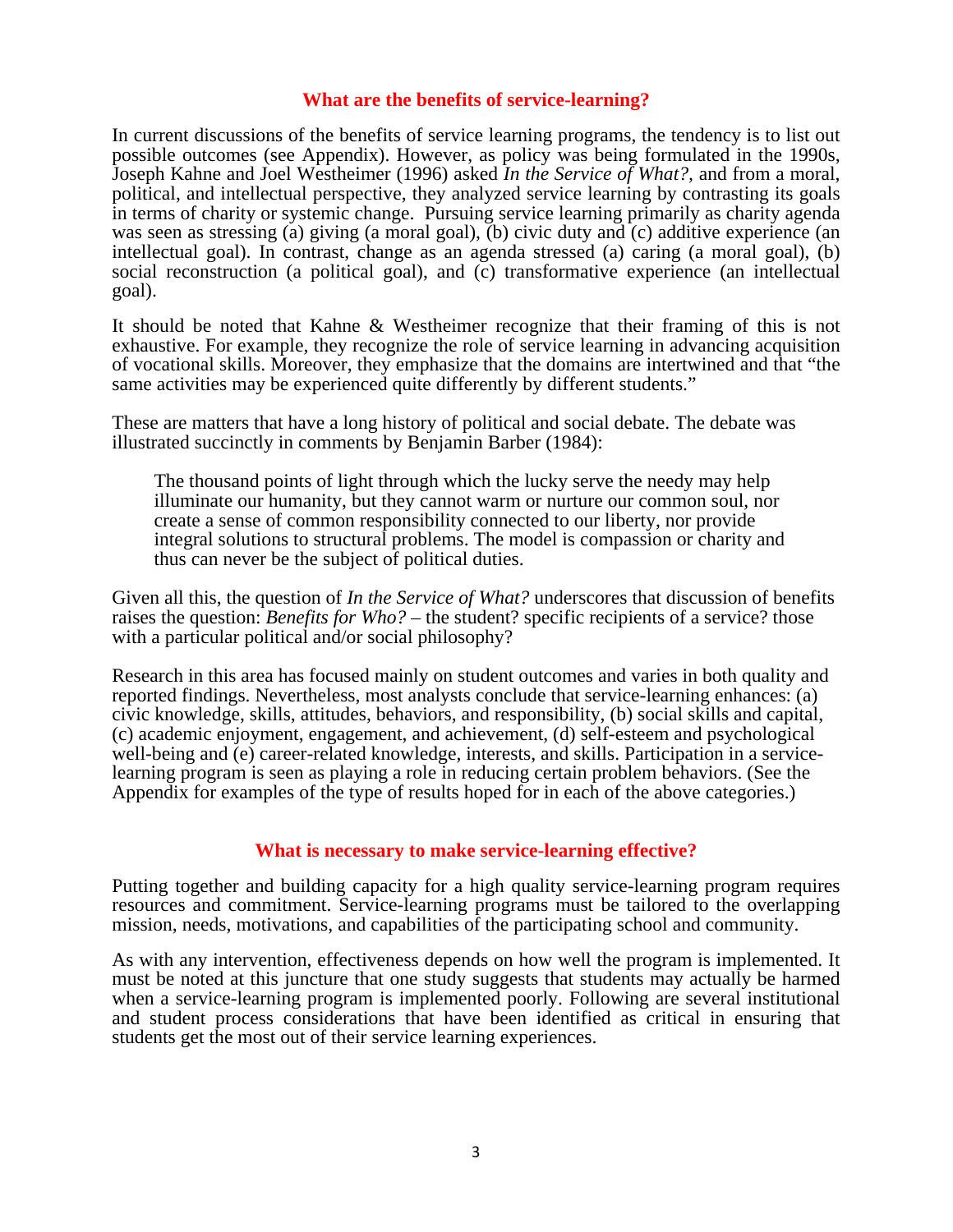## What are the benefits of service-learning?

In current discussions of the benefits of service learning programs, the tendency is to list out possible outcomes (see Appendix). However, as policy was being formulated in the 1990s, Joseph Kahne and Joel Westheimer (1996) asked *In the Service of What?*, and from a moral, political, and intellectual perspective, they analyzed service learning by contrasting its goals in terms of charity or systemic change. Pursuing service learning primarily as charity agenda was seen as stressing (a) giving (a moral goal), (b) civic duty and (c) additive experience (an intellectual goal). In contrast, change as an agenda stressed (a) caring (a moral goal), (b) social reconstruction (a political goal), and (c) transformative experience (an intellectual goal).

It should be noted that Kahne & Westheimer recognize that their framing of this is not exhaustive. For example, they recognize the role of service learning in advancing acquisition of vocational skills. Moreover, they emphasize that the domains are intertwined and that "the same activities may be experienced quite differently by different students."

These are matters that have a long history of political and social debate. The debate was illustrated succinctly in comments by Benjamin Barber (1984):

> The thousand points of light through which the lucky serve the needy may help illuminate our humanity, but they cannot warm or nurture our common soul, nor create a sense of common responsibility connected to our liberty, nor provide integral solutions to structural problems. The model is compassion or charity and thus can never be the subject of political duties.

Given all this, the question of *In the Service of What?* underscores that discussion of benefits raises the question: *Benefits for Who?* – the student? specific recipients of a service? those with a particular political and/or social philosophy?

Research in this area has focused mainly on student outcomes and varies in both quality and reported findings. Nevertheless, most analysts conclude that service-learning enhances: (a) civic knowledge, skills, attitudes, behaviors, and responsibility, (b) social skills and capital, (c) academic enjoyment, engagement, and achievement, (d) self-esteem and psychological well-being and (e) career-related knowledge, interests, and skills. Participation in a service-learning program is seen as playing a role in reducing certain problem behaviors. (See the Appendix for examples of the type of results hoped for in each of the above categories.)

## What is necessary to make service-learning effective?

Putting together and building capacity for a high quality service-learning program requires resources and commitment. Service-learning programs must be tailored to the overlapping mission, needs, motivations, and capabilities of the participating school and community.

As with any intervention, effectiveness depends on how well the program is implemented. It must be noted at this juncture that one study suggests that students may actually be harmed when a service-learning program is implemented poorly. Following are several institutional and student process considerations that have been identified as critical in ensuring that students get the most out of their service learning experiences.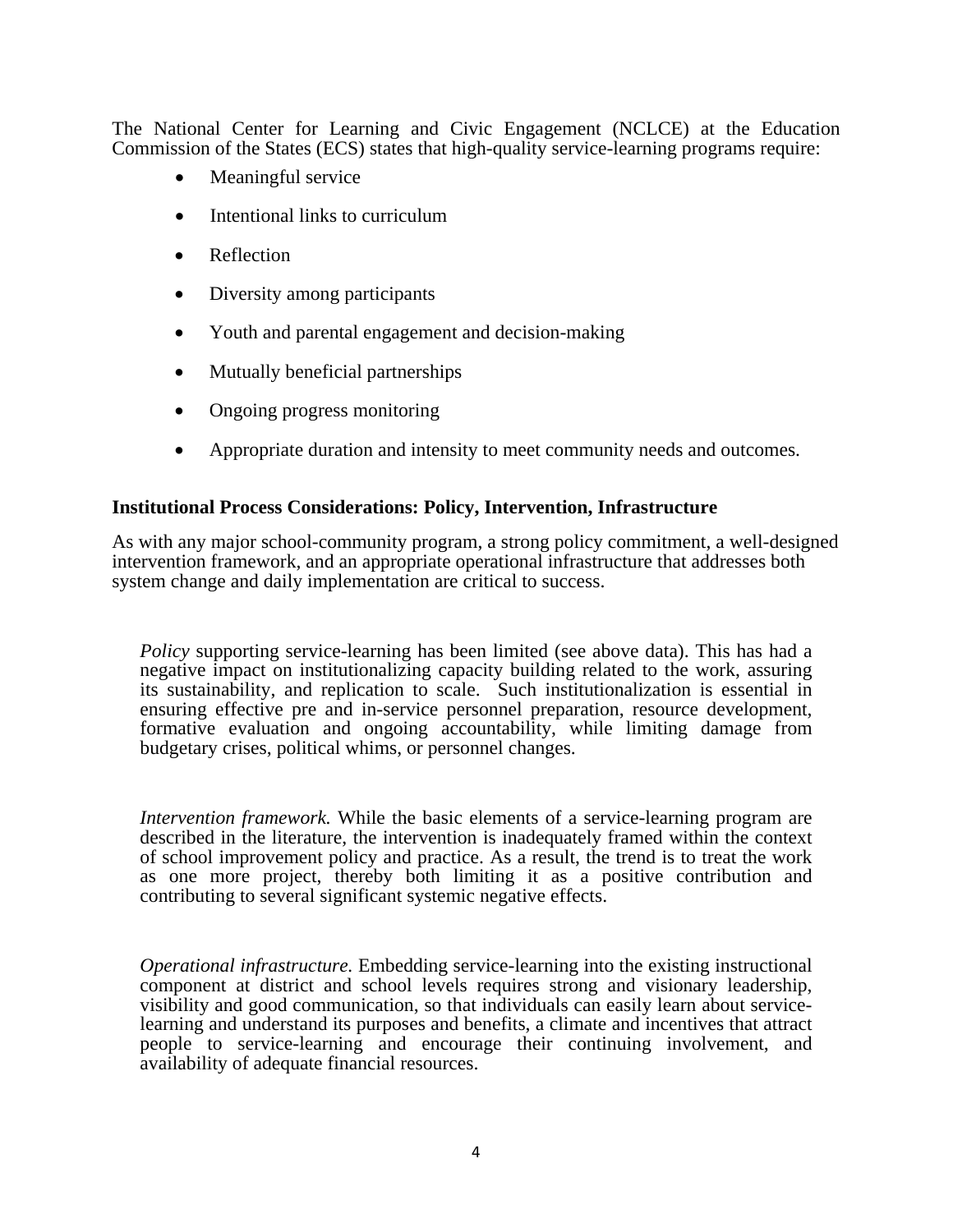The National Center for Learning and Civic Engagement (NCLCE) at the Education Commission of the States (ECS) states that high-quality service-learning programs require:

- Meaningful service
- Intentional links to curriculum
- Reflection
- Diversity among participants
- Youth and parental engagement and decision-making
- Mutually beneficial partnerships
- Ongoing progress monitoring
- Appropriate duration and intensity to meet community needs and outcomes.

**Institutional Process Considerations: Policy, Intervention, Infrastructure**

As with any major school-community program, a strong policy commitment, a well-designed intervention framework, and an appropriate operational infrastructure that addresses both system change and daily implementation are critical to success.

> *Policy* supporting service-learning has been limited (see above data). This has had a negative impact on institutionalizing capacity building related to the work, assuring its sustainability, and replication to scale. Such institutionalization is essential in ensuring effective pre and in-service personnel preparation, resource development, formative evaluation and ongoing accountability, while limiting damage from budgetary crises, political whims, or personnel changes.
>
> *Intervention framework.* While the basic elements of a service-learning program are described in the literature, the intervention is inadequately framed within the context of school improvement policy and practice. As a result, the trend is to treat the work as one more project, thereby both limiting it as a positive contribution and contributing to several significant systemic negative effects.
>
> *Operational infrastructure.* Embedding service-learning into the existing instructional component at district and school levels requires strong and visionary leadership, visibility and good communication, so that individuals can easily learn about service-learning and understand its purposes and benefits, a climate and incentives that attract people to service-learning and encourage their continuing involvement, and availability of adequate financial resources.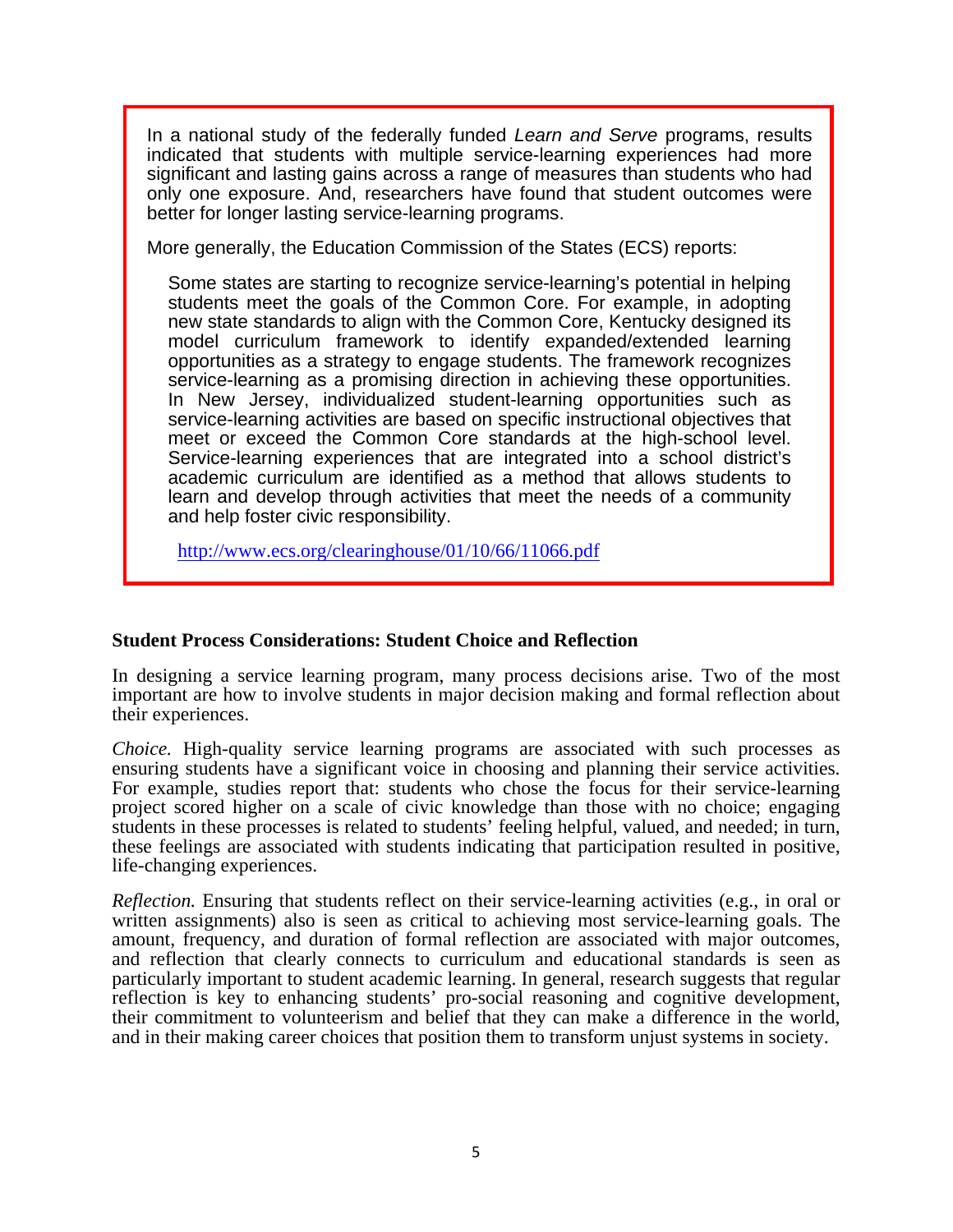In a national study of the federally funded *Learn and Serve* programs, results indicated that students with multiple service-learning experiences had more significant and lasting gains across a range of measures than students who had only one exposure. And, researchers have found that student outcomes were better for longer lasting service-learning programs.

More generally, the Education Commission of the States (ECS) reports:

> Some states are starting to recognize service-learning's potential in helping students meet the goals of the Common Core. For example, in adopting new state standards to align with the Common Core, Kentucky designed its model curriculum framework to identify expanded/extended learning opportunities as a strategy to engage students. The framework recognizes service-learning as a promising direction in achieving these opportunities. In New Jersey, individualized student-learning opportunities such as service-learning activities are based on specific instructional objectives that meet or exceed the Common Core standards at the high-school level. Service-learning experiences that are integrated into a school district's academic curriculum are identified as a method that allows students to learn and develop through activities that meet the needs of a community and help foster civic responsibility.
>
> http://www.ecs.org/clearinghouse/01/10/66/11066.pdf

**Student Process Considerations: Student Choice and Reflection**

In designing a service learning program, many process decisions arise. Two of the most important are how to involve students in major decision making and formal reflection about their experiences.

*Choice.* High-quality service learning programs are associated with such processes as ensuring students have a significant voice in choosing and planning their service activities. For example, studies report that: students who chose the focus for their service-learning project scored higher on a scale of civic knowledge than those with no choice; engaging students in these processes is related to students' feeling helpful, valued, and needed; in turn, these feelings are associated with students indicating that participation resulted in positive, life-changing experiences.

*Reflection.* Ensuring that students reflect on their service-learning activities (e.g., in oral or written assignments) also is seen as critical to achieving most service-learning goals. The amount, frequency, and duration of formal reflection are associated with major outcomes, and reflection that clearly connects to curriculum and educational standards is seen as particularly important to student academic learning. In general, research suggests that regular reflection is key to enhancing students' pro-social reasoning and cognitive development, their commitment to volunteerism and belief that they can make a difference in the world, and in their making career choices that position them to transform unjust systems in society.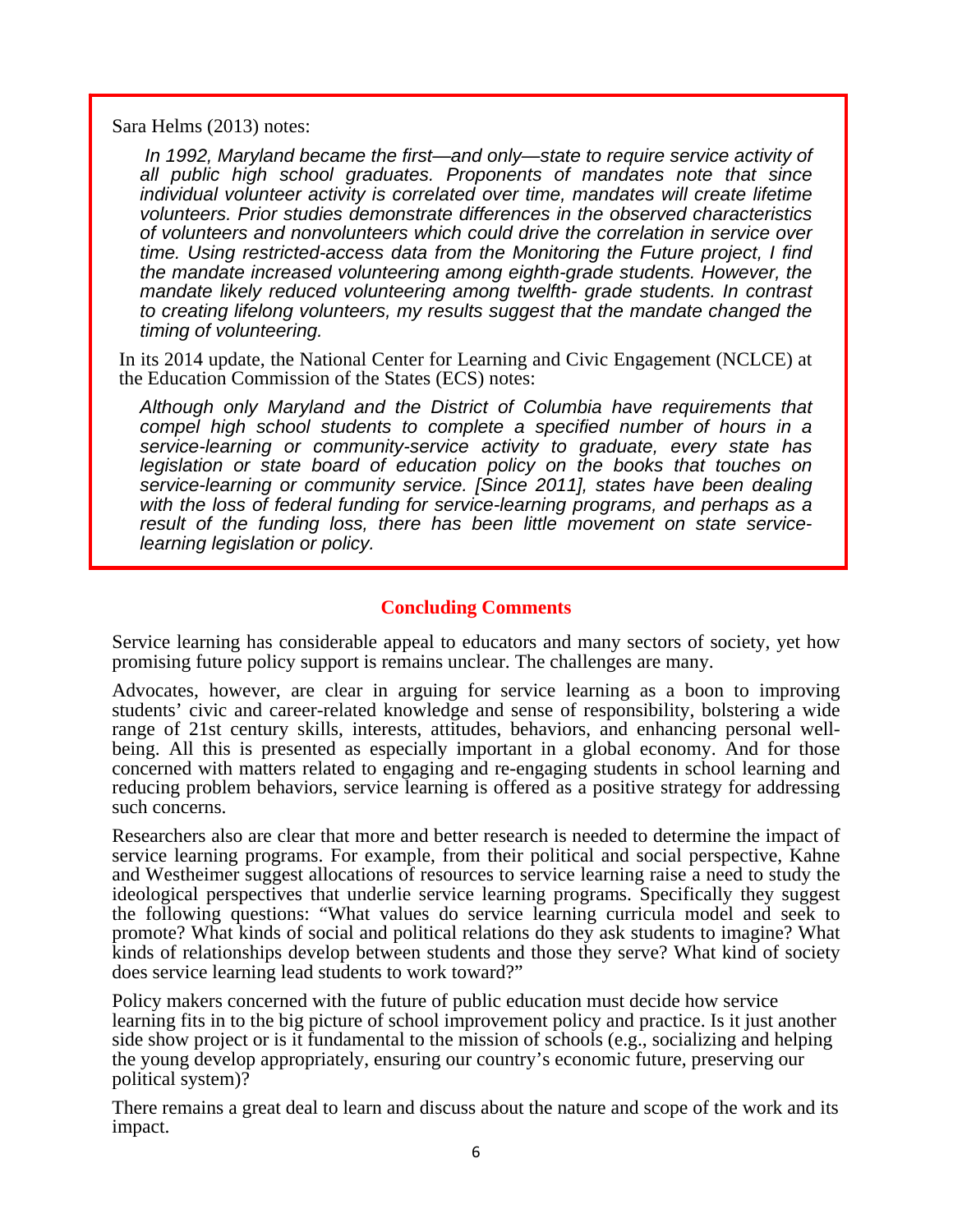Sara Helms (2013) notes:

> *In 1992, Maryland became the first—and only—state to require service activity of all public high school graduates. Proponents of mandates note that since individual volunteer activity is correlated over time, mandates will create lifetime volunteers. Prior studies demonstrate differences in the observed characteristics of volunteers and nonvolunteers which could drive the correlation in service over time. Using restricted-access data from the Monitoring the Future project, I find the mandate increased volunteering among eighth-grade students. However, the mandate likely reduced volunteering among twelfth- grade students. In contrast to creating lifelong volunteers, my results suggest that the mandate changed the timing of volunteering.*

In its 2014 update, the National Center for Learning and Civic Engagement (NCLCE) at the Education Commission of the States (ECS) notes:

> *Although only Maryland and the District of Columbia have requirements that compel high school students to complete a specified number of hours in a service-learning or community-service activity to graduate, every state has legislation or state board of education policy on the books that touches on service-learning or community service. [Since 2011], states have been dealing with the loss of federal funding for service-learning programs, and perhaps as a result of the funding loss, there has been little movement on state service-learning legislation or policy.*

## Concluding Comments

Service learning has considerable appeal to educators and many sectors of society, yet how promising future policy support is remains unclear. The challenges are many.

Advocates, however, are clear in arguing for service learning as a boon to improving students' civic and career-related knowledge and sense of responsibility, bolstering a wide range of 21st century skills, interests, attitudes, behaviors, and enhancing personal well-being. All this is presented as especially important in a global economy. And for those concerned with matters related to engaging and re-engaging students in school learning and reducing problem behaviors, service learning is offered as a positive strategy for addressing such concerns.

Researchers also are clear that more and better research is needed to determine the impact of service learning programs. For example, from their political and social perspective, Kahne and Westheimer suggest allocations of resources to service learning raise a need to study the ideological perspectives that underlie service learning programs. Specifically they suggest the following questions: "What values do service learning curricula model and seek to promote? What kinds of social and political relations do they ask students to imagine? What kinds of relationships develop between students and those they serve? What kind of society does service learning lead students to work toward?"

Policy makers concerned with the future of public education must decide how service learning fits in to the big picture of school improvement policy and practice. Is it just another side show project or is it fundamental to the mission of schools (e.g., socializing and helping the young develop appropriately, ensuring our country's economic future, preserving our political system)?

There remains a great deal to learn and discuss about the nature and scope of the work and its impact.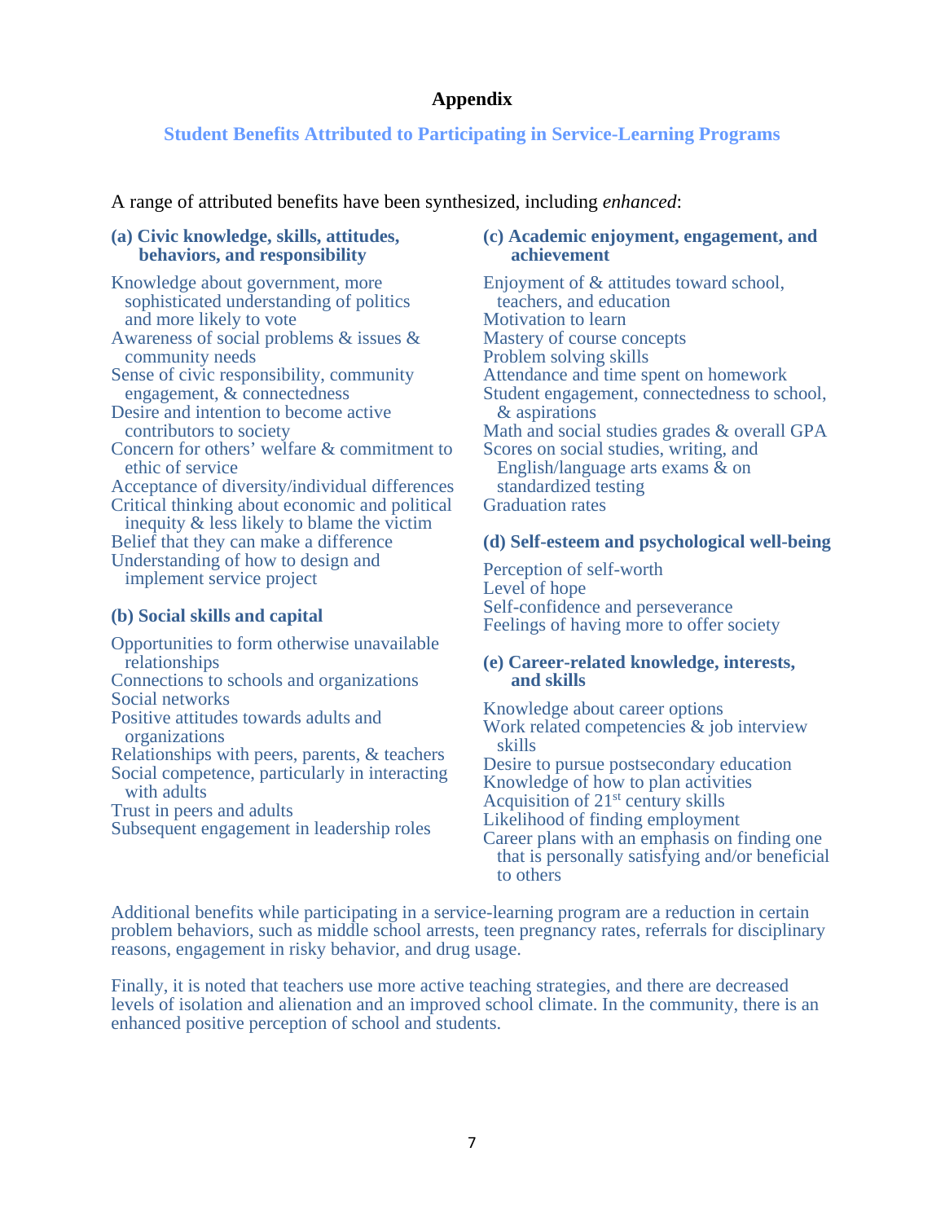# Appendix

## Student Benefits Attributed to Participating in Service-Learning Programs

A range of attributed benefits have been synthesized, including *enhanced*:

### (a) Civic knowledge, skills, attitudes, behaviors, and responsibility

Knowledge about government, more sophisticated understanding of politics and more likely to vote
Awareness of social problems & issues & community needs
Sense of civic responsibility, community engagement, & connectedness
Desire and intention to become active contributors to society
Concern for others' welfare & commitment to ethic of service
Acceptance of diversity/individual differences
Critical thinking about economic and political inequity & less likely to blame the victim
Belief that they can make a difference
Understanding of how to design and implement service project

### (b) Social skills and capital

Opportunities to form otherwise unavailable relationships
Connections to schools and organizations
Social networks
Positive attitudes towards adults and organizations
Relationships with peers, parents, & teachers
Social competence, particularly in interacting with adults
Trust in peers and adults
Subsequent engagement in leadership roles

### (c) Academic enjoyment, engagement, and achievement

Enjoyment of & attitudes toward school, teachers, and education
Motivation to learn
Mastery of course concepts
Problem solving skills
Attendance and time spent on homework
Student engagement, connectedness to school, & aspirations
Math and social studies grades & overall GPA
Scores on social studies, writing, and English/language arts exams & on standardized testing
Graduation rates

### (d) Self-esteem and psychological well-being

Perception of self-worth
Level of hope
Self-confidence and perseverance
Feelings of having more to offer society

### (e) Career-related knowledge, interests, and skills

Knowledge about career options
Work related competencies & job interview skills
Desire to pursue postsecondary education
Knowledge of how to plan activities
Acquisition of 21st century skills
Likelihood of finding employment
Career plans with an emphasis on finding one that is personally satisfying and/or beneficial to others

Additional benefits while participating in a service-learning program are a reduction in certain problem behaviors, such as middle school arrests, teen pregnancy rates, referrals for disciplinary reasons, engagement in risky behavior, and drug usage.

Finally, it is noted that teachers use more active teaching strategies, and there are decreased levels of isolation and alienation and an improved school climate. In the community, there is an enhanced positive perception of school and students.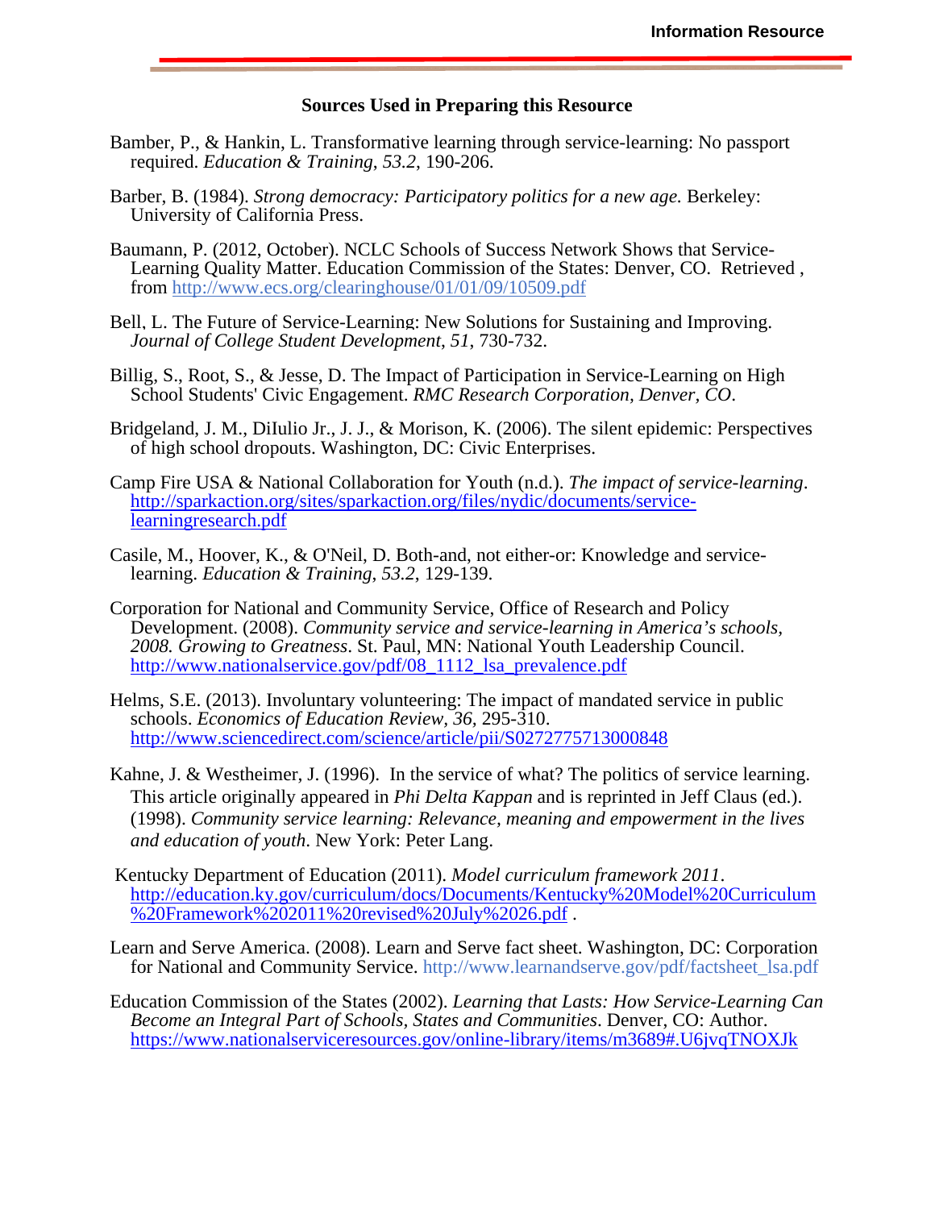### Sources Used in Preparing this Resource

Bamber, P., & Hankin, L. Transformative learning through service-learning: No passport required. *Education & Training*, *53.2*, 190-206.

Barber, B. (1984). *Strong democracy: Participatory politics for a new age.* Berkeley: University of California Press.

Baumann, P. (2012, October). NCLC Schools of Success Network Shows that Service-Learning Quality Matter. Education Commission of the States: Denver, CO. Retrieved , from http://www.ecs.org/clearinghouse/01/01/09/10509.pdf

Bell, L. The Future of Service-Learning: New Solutions for Sustaining and Improving. *Journal of College Student Development*, *51*, 730-732.

Billig, S., Root, S., & Jesse, D. The Impact of Participation in Service-Learning on High School Students' Civic Engagement. *RMC Research Corporation, Denver, CO*.

Bridgeland, J. M., DiIulio Jr., J. J., & Morison, K. (2006). The silent epidemic: Perspectives of high school dropouts. Washington, DC: Civic Enterprises.

Camp Fire USA & National Collaboration for Youth (n.d.). *The impact of service-learning*. http://sparkaction.org/sites/sparkaction.org/files/nydic/documents/service-learningresearch.pdf

Casile, M., Hoover, K., & O'Neil, D. Both-and, not either-or: Knowledge and service-learning. *Education & Training*, *53.2*, 129-139.

Corporation for National and Community Service, Office of Research and Policy Development. (2008). *Community service and service-learning in America's schools, 2008. Growing to Greatness*. St. Paul, MN: National Youth Leadership Council. http://www.nationalservice.gov/pdf/08_1112_lsa_prevalence.pdf

Helms, S.E. (2013). Involuntary volunteering: The impact of mandated service in public schools. *Economics of Education Review*, *36*, 295-310. http://www.sciencedirect.com/science/article/pii/S0272775713000848

Kahne, J. & Westheimer, J. (1996). In the service of what? The politics of service learning. This article originally appeared in *Phi Delta Kappan* and is reprinted in Jeff Claus (ed.). (1998). *Community service learning: Relevance, meaning and empowerment in the lives and education of youth*. New York: Peter Lang.

Kentucky Department of Education (2011). *Model curriculum framework 2011*. http://education.ky.gov/curriculum/docs/Documents/Kentucky%20Model%20Curriculum%20Framework%202011%20revised%20July%2026.pdf .

Learn and Serve America. (2008). Learn and Serve fact sheet. Washington, DC: Corporation for National and Community Service. http://www.learnandserve.gov/pdf/factsheet_lsa.pdf

Education Commission of the States (2002). *Learning that Lasts: How Service-Learning Can Become an Integral Part of Schools, States and Communities*. Denver, CO: Author. https://www.nationalserviceresources.gov/online-library/items/m3689#.U6jvqTNOXJk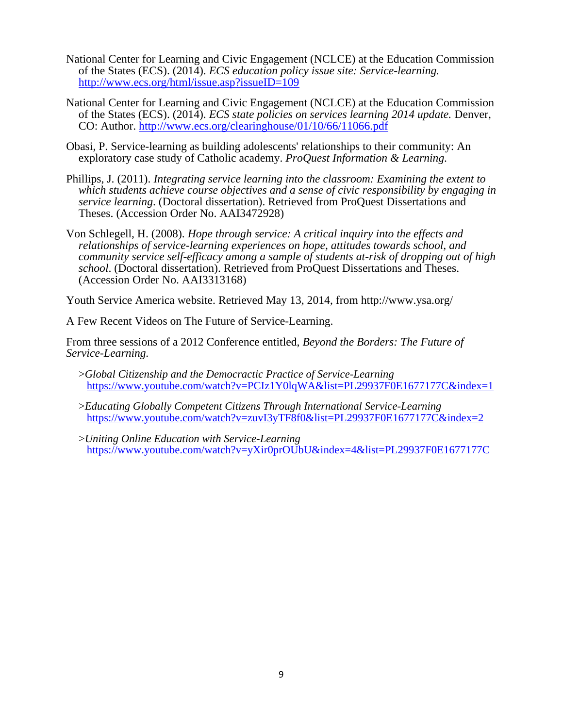National Center for Learning and Civic Engagement (NCLCE) at the Education Commission of the States (ECS). (2014). *ECS education policy issue site: Service-learning.* http://www.ecs.org/html/issue.asp?issueID=109

National Center for Learning and Civic Engagement (NCLCE) at the Education Commission of the States (ECS). (2014). *ECS state policies on services learning 2014 update.* Denver, CO: Author. http://www.ecs.org/clearinghouse/01/10/66/11066.pdf

Obasi, P. Service-learning as building adolescents' relationships to their community: An exploratory case study of Catholic academy. *ProQuest Information & Learning.*

Phillips, J. (2011). *Integrating service learning into the classroom: Examining the extent to which students achieve course objectives and a sense of civic responsibility by engaging in service learning*. (Doctoral dissertation). Retrieved from ProQuest Dissertations and Theses. (Accession Order No. AAI3472928)

Von Schlegell, H. (2008). *Hope through service: A critical inquiry into the effects and relationships of service-learning experiences on hope, attitudes towards school, and community service self-efficacy among a sample of students at-risk of dropping out of high school.* (Doctoral dissertation). Retrieved from ProQuest Dissertations and Theses. (Accession Order No. AAI3313168)

Youth Service America website. Retrieved May 13, 2014, from http://www.ysa.org/

A Few Recent Videos on The Future of Service-Learning.

From three sessions of a 2012 Conference entitled, *Beyond the Borders: The Future of Service-Learning.*

>*Global Citizenship and the Democractic Practice of Service-Learning*
https://www.youtube.com/watch?v=PCIz1Y0lqWA&list=PL29937F0E1677177C&index=1

>*Educating Globally Competent Citizens Through International Service-Learning*
https://www.youtube.com/watch?v=zuvI3yTF8f0&list=PL29937F0E1677177C&index=2

>*Uniting Online Education with Service-Learning*
https://www.youtube.com/watch?v=yXir0prOUbU&index=4&list=PL29937F0E1677177C